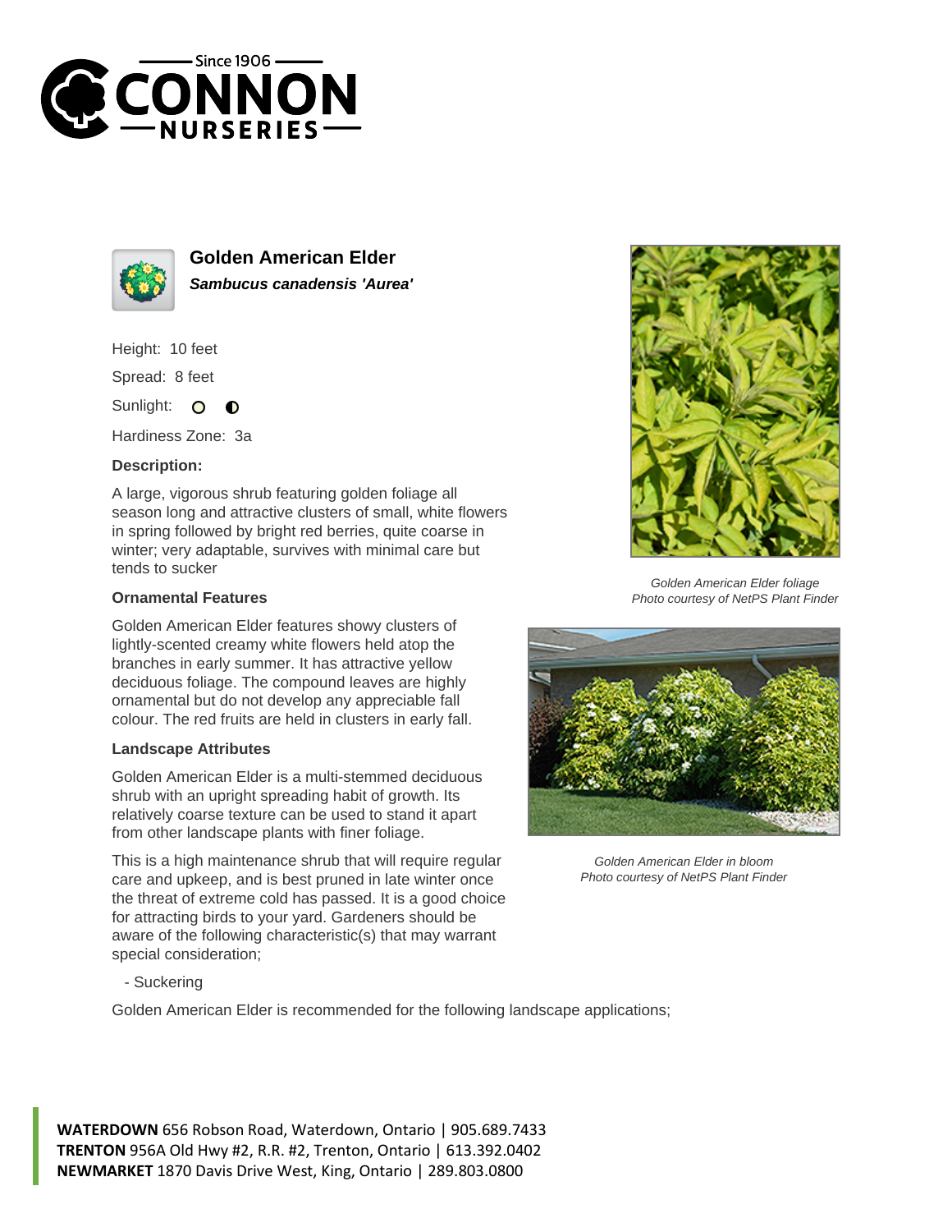# Golden American Elder

***Sambucus canadensis 'Aurea'***

Height: 10 feet

Spread: 8 feet

Sunlight: ○ ◐

Hardiness Zone: 3a

**Description:**

A large, vigorous shrub featuring golden foliage all season long and attractive clusters of small, white flowers in spring followed by bright red berries, quite coarse in winter; very adaptable, survives with minimal care but tends to sucker

### Ornamental Features

Golden American Elder features showy clusters of lightly-scented creamy white flowers held atop the branches in early summer. It has attractive yellow deciduous foliage. The compound leaves are highly ornamental but do not develop any appreciable fall colour. The red fruits are held in clusters in early fall.

### Landscape Attributes

Golden American Elder is a multi-stemmed deciduous shrub with an upright spreading habit of growth. Its relatively coarse texture can be used to stand it apart from other landscape plants with finer foliage.

This is a high maintenance shrub that will require regular care and upkeep, and is best pruned in late winter once the threat of extreme cold has passed. It is a good choice for attracting birds to your yard. Gardeners should be aware of the following characteristic(s) that may warrant special consideration;

- Suckering

Golden American Elder is recommended for the following landscape applications;

*Golden American Elder foliage*
*Photo courtesy of NetPS Plant Finder*

*Golden American Elder in bloom*
*Photo courtesy of NetPS Plant Finder*

**WATERDOWN** 656 Robson Road, Waterdown, Ontario | 905.689.7433
**TRENTON** 956A Old Hwy #2, R.R. #2, Trenton, Ontario | 613.392.0402
**NEWMARKET** 1870 Davis Drive West, King, Ontario | 289.803.0800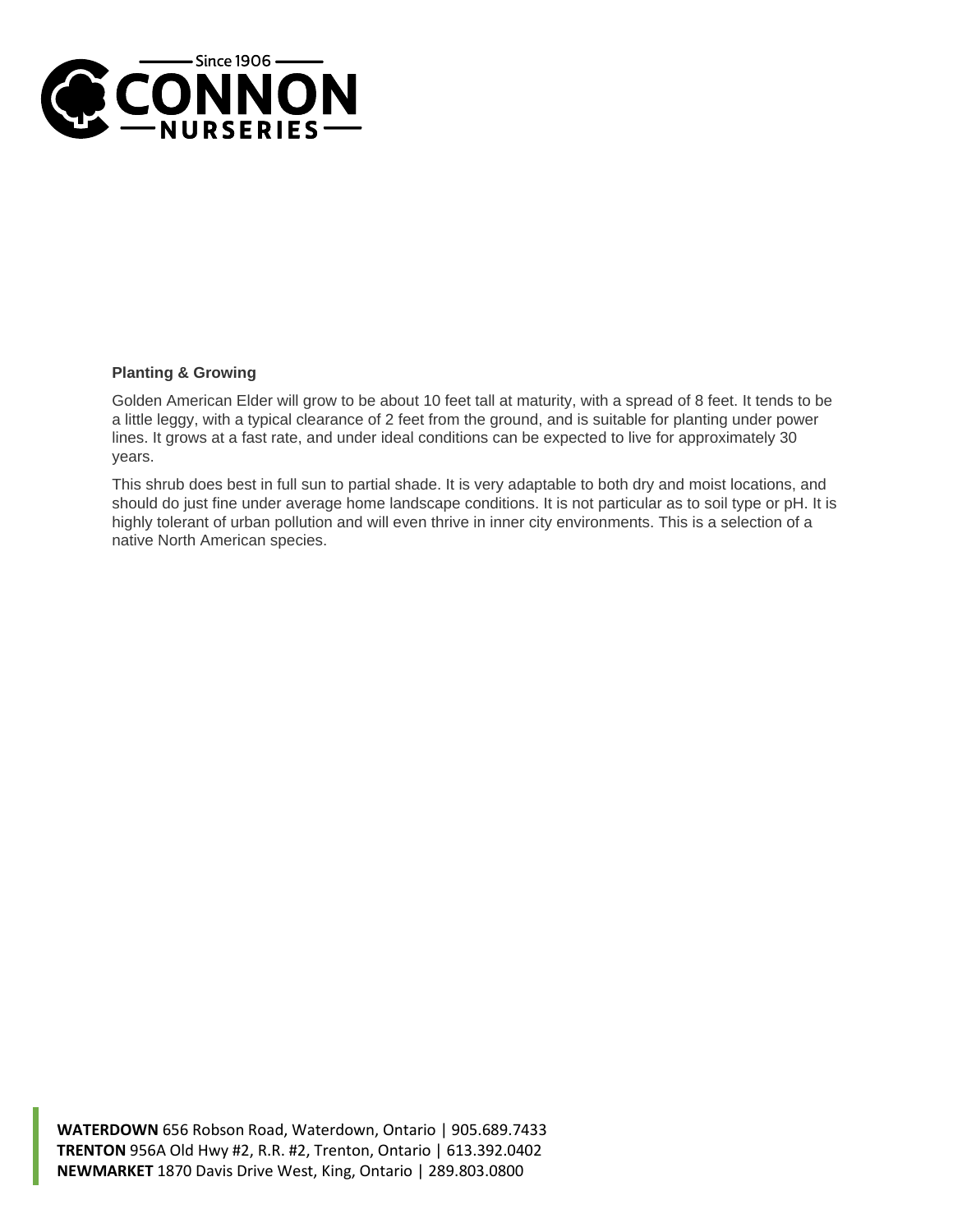**Planting & Growing**

Golden American Elder will grow to be about 10 feet tall at maturity, with a spread of 8 feet. It tends to be a little leggy, with a typical clearance of 2 feet from the ground, and is suitable for planting under power lines. It grows at a fast rate, and under ideal conditions can be expected to live for approximately 30 years.

This shrub does best in full sun to partial shade. It is very adaptable to both dry and moist locations, and should do just fine under average home landscape conditions. It is not particular as to soil type or pH. It is highly tolerant of urban pollution and will even thrive in inner city environments. This is a selection of a native North American species.